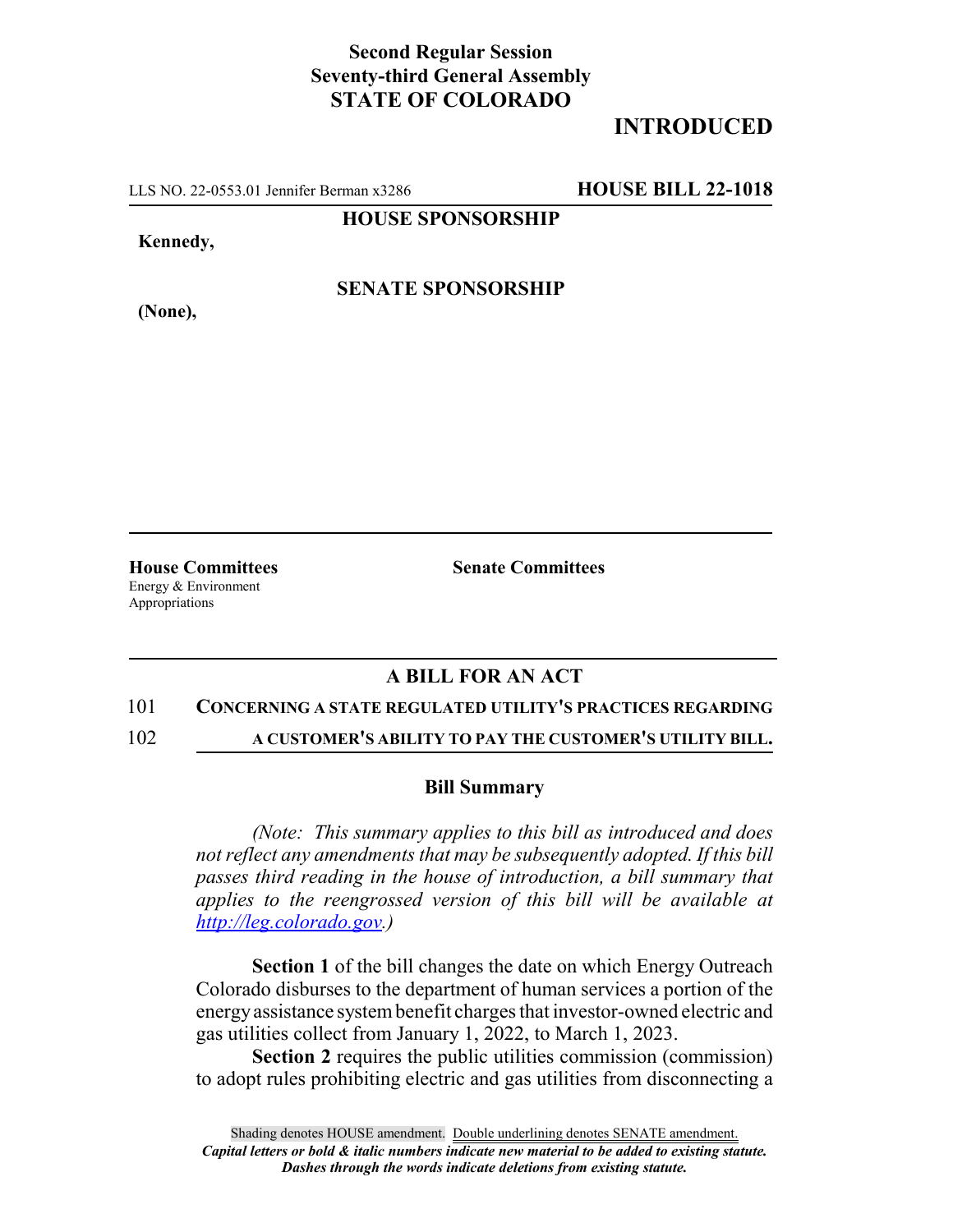**Second Regular Session**
**Seventy-third General Assembly**
**STATE OF COLORADO**

# INTRODUCED

LLS NO. 22-0553.01 Jennifer Berman x3286 **HOUSE BILL 22-1018**

**HOUSE SPONSORSHIP**

**Kennedy,**

**SENATE SPONSORSHIP**

**(None),**

**House Committees**
Energy & Environment
Appropriations

**Senate Committees**

## A BILL FOR AN ACT

101 **CONCERNING A STATE REGULATED UTILITY'S PRACTICES REGARDING**
102 **A CUSTOMER'S ABILITY TO PAY THE CUSTOMER'S UTILITY BILL.**

### Bill Summary

*(Note: This summary applies to this bill as introduced and does not reflect any amendments that may be subsequently adopted. If this bill passes third reading in the house of introduction, a bill summary that applies to the reengrossed version of this bill will be available at http://leg.colorado.gov.)*

**Section 1** of the bill changes the date on which Energy Outreach Colorado disburses to the department of human services a portion of the energy assistance system benefit charges that investor-owned electric and gas utilities collect from January 1, 2022, to March 1, 2023.

**Section 2** requires the public utilities commission (commission) to adopt rules prohibiting electric and gas utilities from disconnecting a

Shading denotes HOUSE amendment. Double underlining denotes SENATE amendment.
*Capital letters or bold & italic numbers indicate new material to be added to existing statute.*
*Dashes through the words indicate deletions from existing statute.*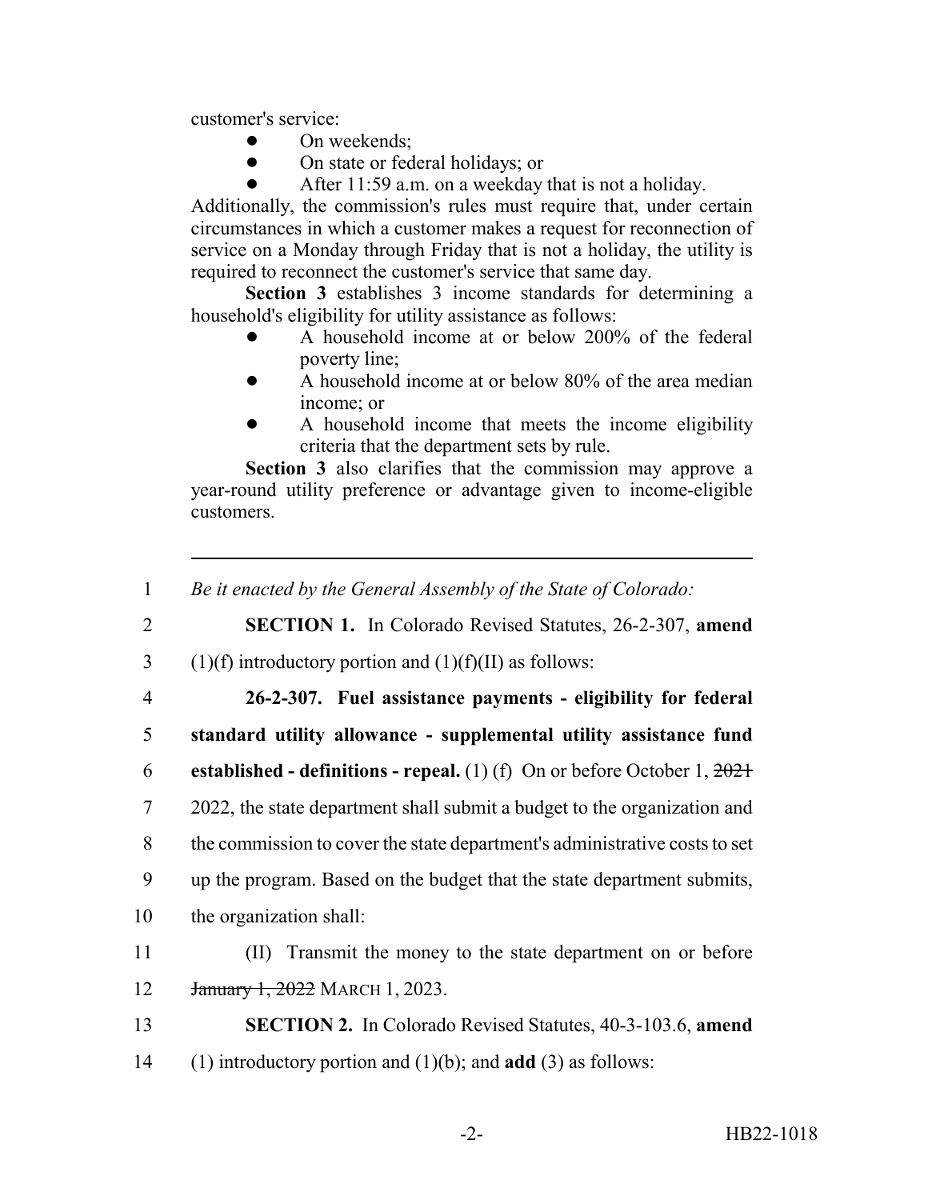customer's service:

- On weekends;
- On state or federal holidays; or
- After 11:59 a.m. on a weekday that is not a holiday.

Additionally, the commission's rules must require that, under certain circumstances in which a customer makes a request for reconnection of service on a Monday through Friday that is not a holiday, the utility is required to reconnect the customer's service that same day.

**Section 3** establishes 3 income standards for determining a household's eligibility for utility assistance as follows:

- A household income at or below 200% of the federal poverty line;
- A household income at or below 80% of the area median income; or
- A household income that meets the income eligibility criteria that the department sets by rule.

**Section 3** also clarifies that the commission may approve a year-round utility preference or advantage given to income-eligible customers.

---

1 *Be it enacted by the General Assembly of the State of Colorado:*

2 **SECTION 1.** In Colorado Revised Statutes, 26-2-307, **amend**

3 (1)(f) introductory portion and (1)(f)(II) as follows:

4 **26-2-307. Fuel assistance payments - eligibility for federal**

5 **standard utility allowance - supplemental utility assistance fund**

6 **established - definitions - repeal.** (1) (f) On or before October 1, ~~2021~~

7 2022, the state department shall submit a budget to the organization and

8 the commission to cover the state department's administrative costs to set

9 up the program. Based on the budget that the state department submits,

10 the organization shall:

11 (II) Transmit the money to the state department on or before

12 ~~January 1, 2022~~ MARCH 1, 2023.

13 **SECTION 2.** In Colorado Revised Statutes, 40-3-103.6, **amend**

14 (1) introductory portion and (1)(b); and **add** (3) as follows: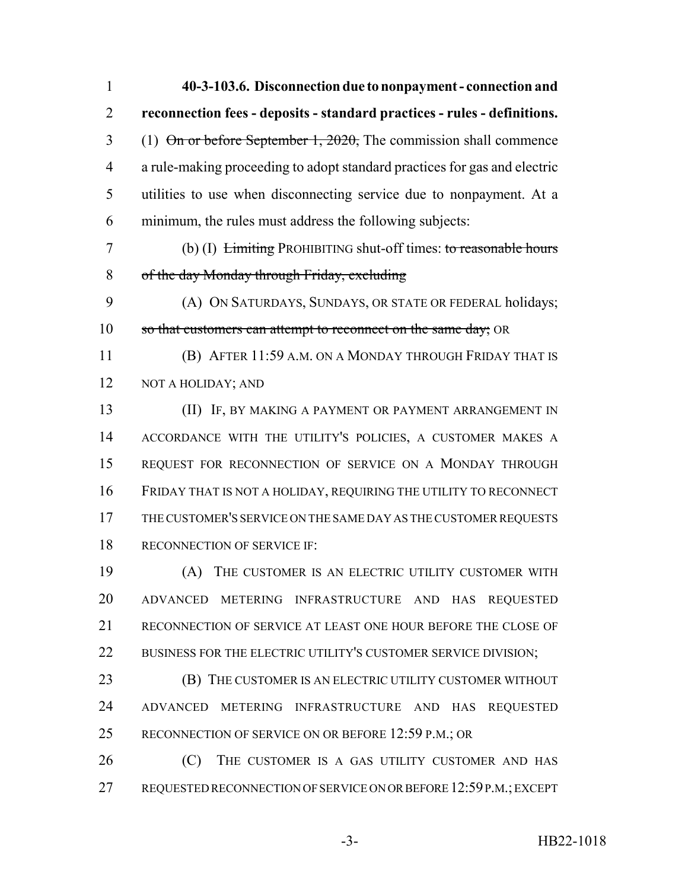**40-3-103.6. Disconnection due to nonpayment - connection and reconnection fees - deposits - standard practices - rules - definitions.** (1) ~~On or before September 1, 2020,~~ The commission shall commence a rule-making proceeding to adopt standard practices for gas and electric utilities to use when disconnecting service due to nonpayment. At a minimum, the rules must address the following subjects:

(b) (I) ~~Limiting~~ PROHIBITING shut-off times: ~~to reasonable hours of the day Monday through Friday, excluding~~

(A) ON SATURDAYS, SUNDAYS, OR STATE OR FEDERAL holidays; ~~so that customers can attempt to reconnect on the same day;~~ OR

(B) AFTER 11:59 A.M. ON A MONDAY THROUGH FRIDAY THAT IS NOT A HOLIDAY; AND

(II) IF, BY MAKING A PAYMENT OR PAYMENT ARRANGEMENT IN ACCORDANCE WITH THE UTILITY'S POLICIES, A CUSTOMER MAKES A REQUEST FOR RECONNECTION OF SERVICE ON A MONDAY THROUGH FRIDAY THAT IS NOT A HOLIDAY, REQUIRING THE UTILITY TO RECONNECT THE CUSTOMER'S SERVICE ON THE SAME DAY AS THE CUSTOMER REQUESTS RECONNECTION OF SERVICE IF:

(A) THE CUSTOMER IS AN ELECTRIC UTILITY CUSTOMER WITH ADVANCED METERING INFRASTRUCTURE AND HAS REQUESTED RECONNECTION OF SERVICE AT LEAST ONE HOUR BEFORE THE CLOSE OF BUSINESS FOR THE ELECTRIC UTILITY'S CUSTOMER SERVICE DIVISION;

(B) THE CUSTOMER IS AN ELECTRIC UTILITY CUSTOMER WITHOUT ADVANCED METERING INFRASTRUCTURE AND HAS REQUESTED RECONNECTION OF SERVICE ON OR BEFORE 12:59 P.M.; OR

(C) THE CUSTOMER IS A GAS UTILITY CUSTOMER AND HAS REQUESTED RECONNECTION OF SERVICE ON OR BEFORE 12:59 P.M.; EXCEPT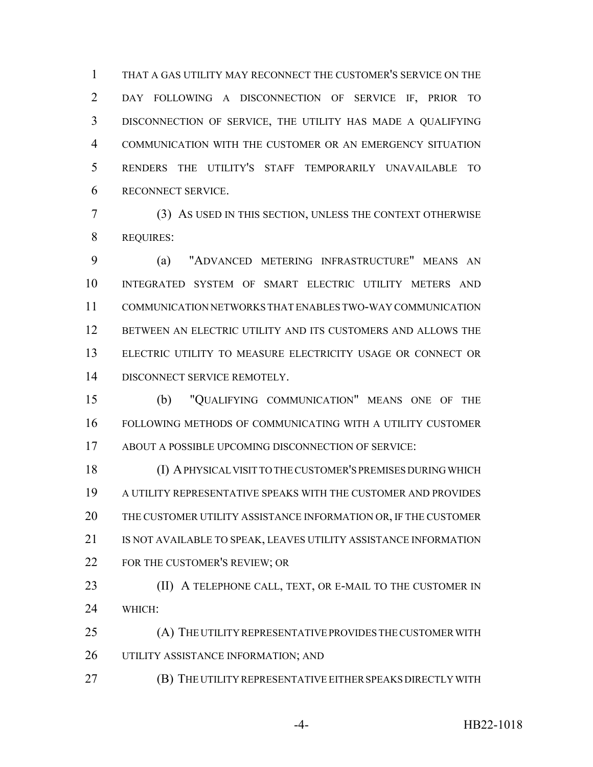THAT A GAS UTILITY MAY RECONNECT THE CUSTOMER'S SERVICE ON THE DAY FOLLOWING A DISCONNECTION OF SERVICE IF, PRIOR TO DISCONNECTION OF SERVICE, THE UTILITY HAS MADE A QUALIFYING COMMUNICATION WITH THE CUSTOMER OR AN EMERGENCY SITUATION RENDERS THE UTILITY'S STAFF TEMPORARILY UNAVAILABLE TO RECONNECT SERVICE.

(3) AS USED IN THIS SECTION, UNLESS THE CONTEXT OTHERWISE REQUIRES:

(a) "ADVANCED METERING INFRASTRUCTURE" MEANS AN INTEGRATED SYSTEM OF SMART ELECTRIC UTILITY METERS AND COMMUNICATION NETWORKS THAT ENABLES TWO-WAY COMMUNICATION BETWEEN AN ELECTRIC UTILITY AND ITS CUSTOMERS AND ALLOWS THE ELECTRIC UTILITY TO MEASURE ELECTRICITY USAGE OR CONNECT OR DISCONNECT SERVICE REMOTELY.

(b) "QUALIFYING COMMUNICATION" MEANS ONE OF THE FOLLOWING METHODS OF COMMUNICATING WITH A UTILITY CUSTOMER ABOUT A POSSIBLE UPCOMING DISCONNECTION OF SERVICE:

(I) A PHYSICAL VISIT TO THE CUSTOMER'S PREMISES DURING WHICH A UTILITY REPRESENTATIVE SPEAKS WITH THE CUSTOMER AND PROVIDES THE CUSTOMER UTILITY ASSISTANCE INFORMATION OR, IF THE CUSTOMER IS NOT AVAILABLE TO SPEAK, LEAVES UTILITY ASSISTANCE INFORMATION FOR THE CUSTOMER'S REVIEW; OR

(II) A TELEPHONE CALL, TEXT, OR E-MAIL TO THE CUSTOMER IN WHICH:

(A) THE UTILITY REPRESENTATIVE PROVIDES THE CUSTOMER WITH UTILITY ASSISTANCE INFORMATION; AND

(B) THE UTILITY REPRESENTATIVE EITHER SPEAKS DIRECTLY WITH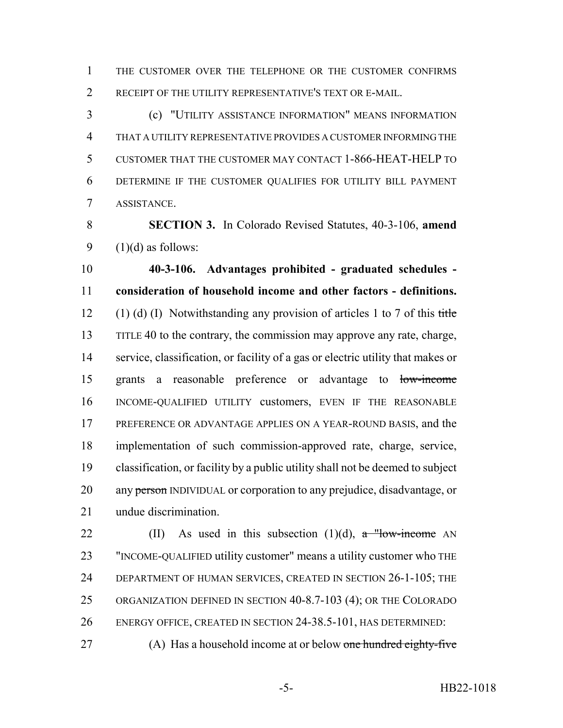THE CUSTOMER OVER THE TELEPHONE OR THE CUSTOMER CONFIRMS RECEIPT OF THE UTILITY REPRESENTATIVE'S TEXT OR E-MAIL.

(c) "UTILITY ASSISTANCE INFORMATION" MEANS INFORMATION THAT A UTILITY REPRESENTATIVE PROVIDES A CUSTOMER INFORMING THE CUSTOMER THAT THE CUSTOMER MAY CONTACT 1-866-HEAT-HELP TO DETERMINE IF THE CUSTOMER QUALIFIES FOR UTILITY BILL PAYMENT ASSISTANCE.

**SECTION 3.** In Colorado Revised Statutes, 40-3-106, **amend** (1)(d) as follows:

**40-3-106. Advantages prohibited - graduated schedules - consideration of household income and other factors - definitions.** (1) (d) (I) Notwithstanding any provision of articles 1 to 7 of this ~~title~~ TITLE 40 to the contrary, the commission may approve any rate, charge, service, classification, or facility of a gas or electric utility that makes or grants a reasonable preference or advantage to ~~low-income~~ INCOME-QUALIFIED UTILITY customers, EVEN IF THE REASONABLE PREFERENCE OR ADVANTAGE APPLIES ON A YEAR-ROUND BASIS, and the implementation of such commission-approved rate, charge, service, classification, or facility by a public utility shall not be deemed to subject any ~~person~~ INDIVIDUAL or corporation to any prejudice, disadvantage, or undue discrimination.

(II) As used in this subsection (1)(d), ~~a "low-income~~ AN "INCOME-QUALIFIED utility customer" means a utility customer who THE DEPARTMENT OF HUMAN SERVICES, CREATED IN SECTION 26-1-105; THE ORGANIZATION DEFINED IN SECTION 40-8.7-103 (4); OR THE COLORADO ENERGY OFFICE, CREATED IN SECTION 24-38.5-101, HAS DETERMINED:

(A) Has a household income at or below ~~one hundred eighty-five~~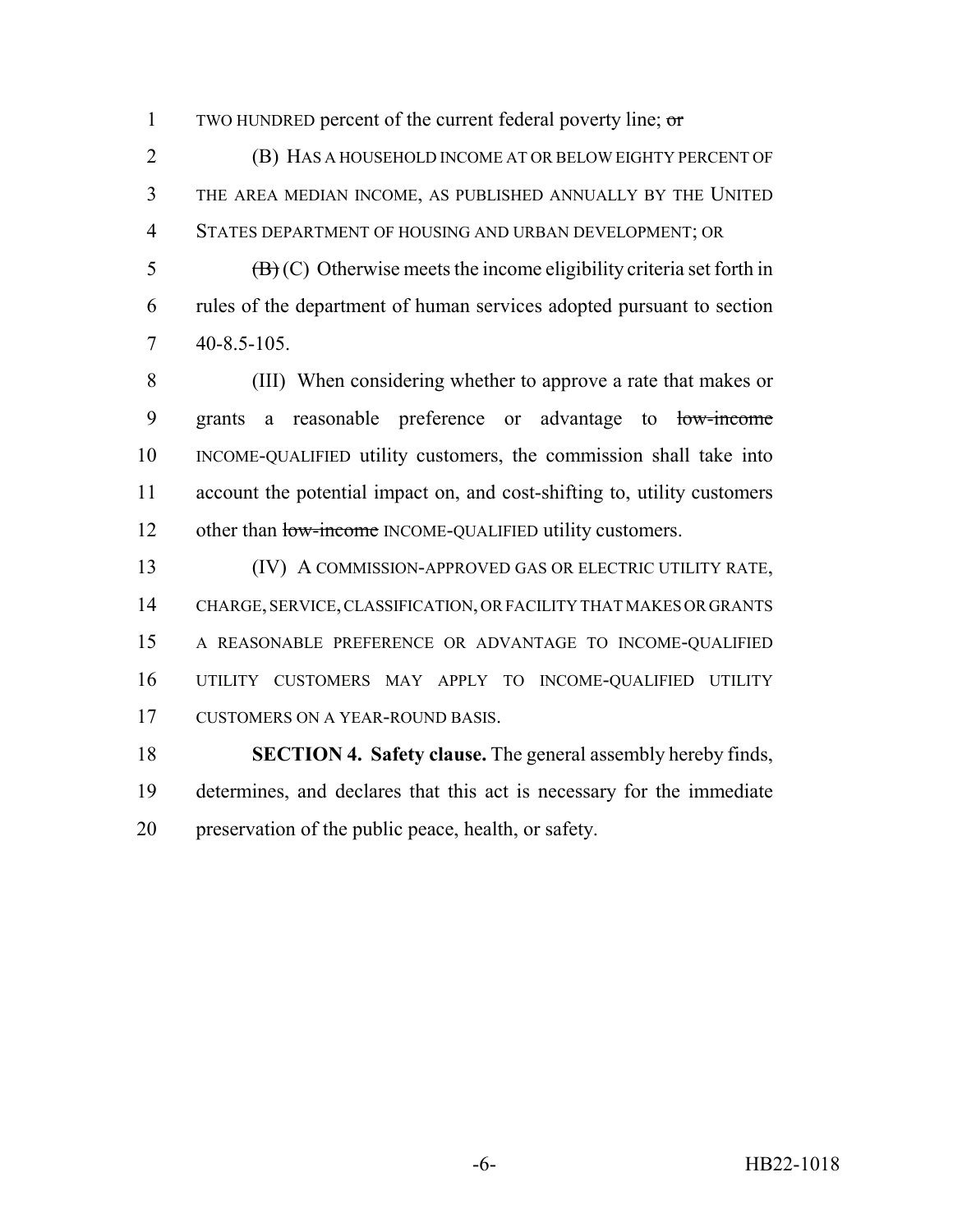TWO HUNDRED percent of the current federal poverty line; ~~or~~

(B) HAS A HOUSEHOLD INCOME AT OR BELOW EIGHTY PERCENT OF THE AREA MEDIAN INCOME, AS PUBLISHED ANNUALLY BY THE UNITED STATES DEPARTMENT OF HOUSING AND URBAN DEVELOPMENT; OR

~~(B)~~ (C) Otherwise meets the income eligibility criteria set forth in rules of the department of human services adopted pursuant to section 40-8.5-105.

(III) When considering whether to approve a rate that makes or grants a reasonable preference or advantage to ~~low-income~~ INCOME-QUALIFIED utility customers, the commission shall take into account the potential impact on, and cost-shifting to, utility customers other than ~~low-income~~ INCOME-QUALIFIED utility customers.

(IV) A COMMISSION-APPROVED GAS OR ELECTRIC UTILITY RATE, CHARGE, SERVICE, CLASSIFICATION, OR FACILITY THAT MAKES OR GRANTS A REASONABLE PREFERENCE OR ADVANTAGE TO INCOME-QUALIFIED UTILITY CUSTOMERS MAY APPLY TO INCOME-QUALIFIED UTILITY CUSTOMERS ON A YEAR-ROUND BASIS.

**SECTION 4. Safety clause.** The general assembly hereby finds, determines, and declares that this act is necessary for the immediate preservation of the public peace, health, or safety.